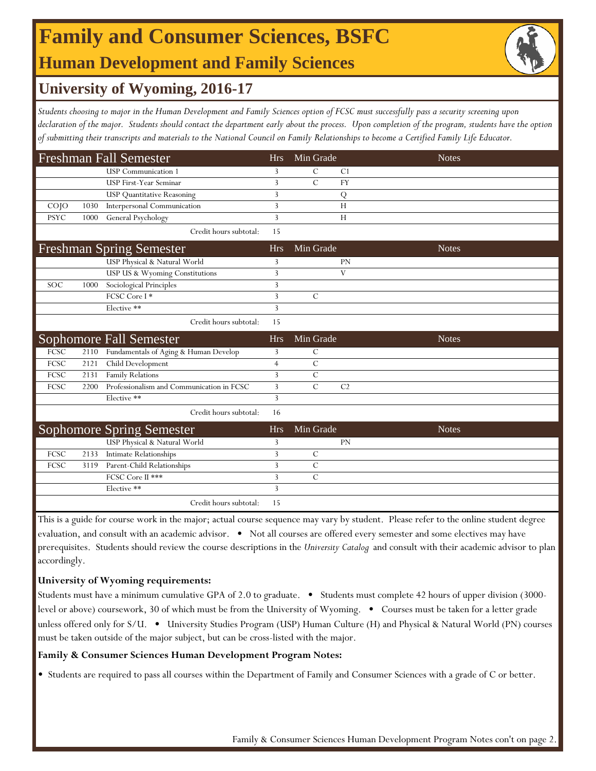# Family and Consumer Sciences, BSFC

## Human Development and Family Sciences

## University of Wyoming, 2016-17

*Students choosing to major in the Human Development and Family Sciences option of FCSC must successfully pass a security screening upon declaration of the major. Students should contact the department early about the process. Upon completion of the program, students have the option of submitting their transcripts and materials to the National Council on Family Relationships to become a Certified Family Life Educator.*

| Freshman Fall Semester | | | Hrs | Min Grade | | Notes |
|---|---|---|---|---|---|---|
| | | USP Communication 1 | 3 | C | C1 | |
| | | USP First-Year Seminar | 3 | C | FY | |
| | | USP Quantitative Reasoning | 3 | | Q | |
| COJO | 1030 | Interpersonal Communication | 3 | | H | |
| PSYC | 1000 | General Psychology | 3 | | H | |
| | | Credit hours subtotal: | 15 | | | |

| Freshman Spring Semester | | | Hrs | Min Grade | | Notes |
|---|---|---|---|---|---|---|
| | | USP Physical & Natural World | 3 | | PN | |
| | | USP US & Wyoming Constitutions | 3 | | V | |
| SOC | 1000 | Sociological Principles | 3 | | | |
| | | FCSC Core I * | 3 | C | | |
| | | Elective ** | 3 | | | |
| | | Credit hours subtotal: | 15 | | | |

| Sophomore Fall Semester | | | Hrs | Min Grade | | Notes |
|---|---|---|---|---|---|---|
| FCSC | 2110 | Fundamentals of Aging & Human Develop | 3 | C | | |
| FCSC | 2121 | Child Development | 4 | C | | |
| FCSC | 2131 | Family Relations | 3 | C | | |
| FCSC | 2200 | Professionalism and Communication in FCSC | 3 | C | C2 | |
| | | Elective ** | 3 | | | |
| | | Credit hours subtotal: | 16 | | | |

| Sophomore Spring Semester | | | Hrs | Min Grade | | Notes |
|---|---|---|---|---|---|---|
| | | USP Physical & Natural World | 3 | | PN | |
| FCSC | 2133 | Intimate Relationships | 3 | C | | |
| FCSC | 3119 | Parent-Child Relationships | 3 | C | | |
| | | FCSC Core II *** | 3 | C | | |
| | | Elective ** | 3 | | | |
| | | Credit hours subtotal: | 15 | | | |

This is a guide for course work in the major; actual course sequence may vary by student. Please refer to the online student degree evaluation, and consult with an academic advisor. • Not all courses are offered every semester and some electives may have prerequisites. Students should review the course descriptions in the *University Catalog* and consult with their academic advisor to plan accordingly.

**University of Wyoming requirements:**

Students must have a minimum cumulative GPA of 2.0 to graduate. • Students must complete 42 hours of upper division (3000-level or above) coursework, 30 of which must be from the University of Wyoming. • Courses must be taken for a letter grade unless offered only for S/U. • University Studies Program (USP) Human Culture (H) and Physical & Natural World (PN) courses must be taken outside of the major subject, but can be cross-listed with the major.

**Family & Consumer Sciences Human Development Program Notes:**

- Students are required to pass all courses within the Department of Family and Consumer Sciences with a grade of C or better.

Family & Consumer Sciences Human Development Program Notes con't on page 2.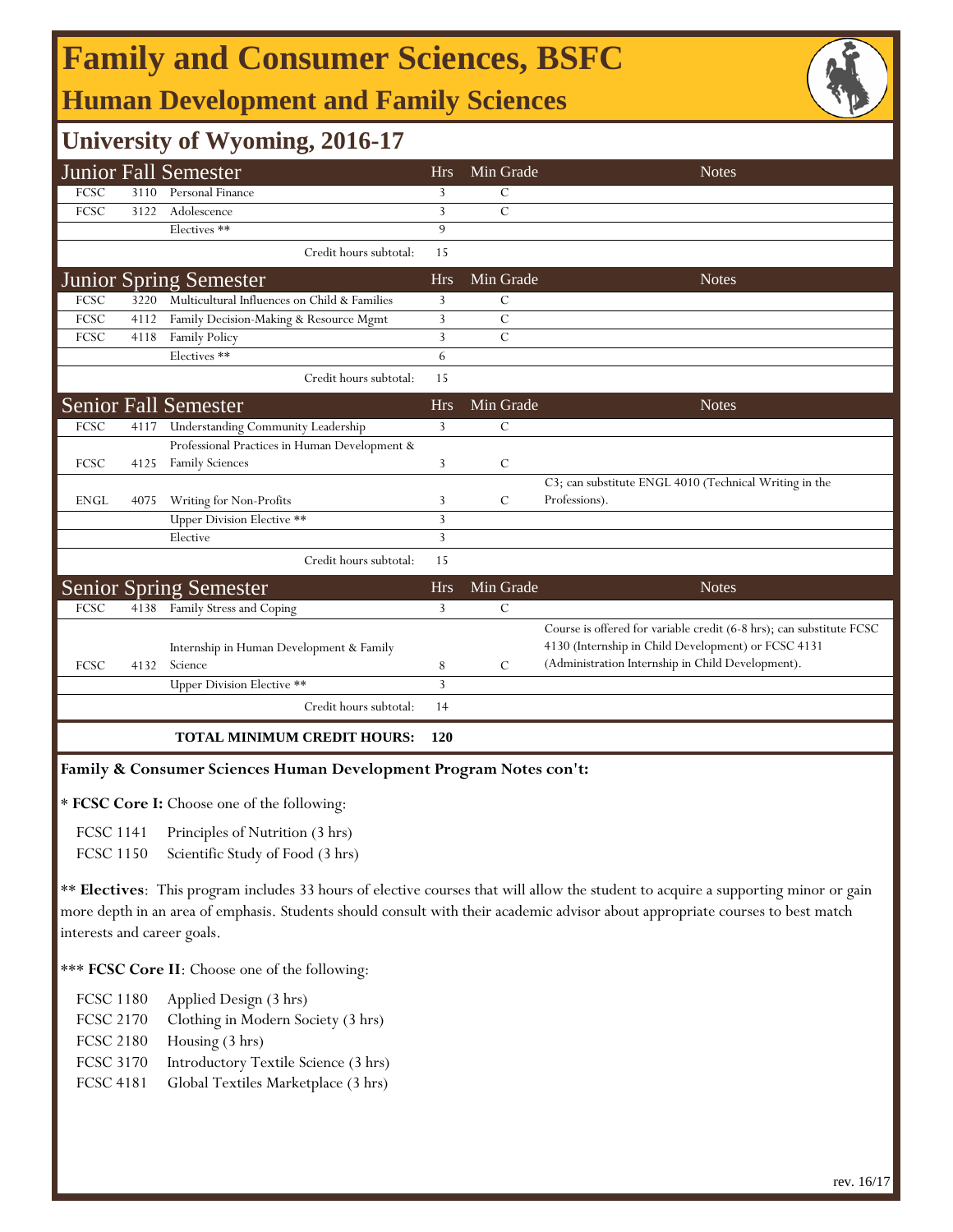# Family and Consumer Sciences, BSFC

## Human Development and Family Sciences

## University of Wyoming, 2016-17

| Junior Fall Semester | | | Hrs | Min Grade | Notes |
|---|---|---|---|---|---|
| FCSC | 3110 | Personal Finance | 3 | C | |
| FCSC | 3122 | Adolescence | 3 | C | |
| | | Electives ** | 9 | | |
| | | Credit hours subtotal: | 15 | | |

| Junior Spring Semester | | | Hrs | Min Grade | Notes |
|---|---|---|---|---|---|
| FCSC | 3220 | Multicultural Influences on Child & Families | 3 | C | |
| FCSC | 4112 | Family Decision-Making & Resource Mgmt | 3 | C | |
| FCSC | 4118 | Family Policy | 3 | C | |
| | | Electives ** | 6 | | |
| | | Credit hours subtotal: | 15 | | |

| Senior Fall Semester | | | Hrs | Min Grade | Notes |
|---|---|---|---|---|---|
| FCSC | 4117 | Understanding Community Leadership | 3 | C | |
| FCSC | 4125 | Professional Practices in Human Development & Family Sciences | 3 | C | |
| ENGL | 4075 | Writing for Non-Profits | 3 | C | C3; can substitute ENGL 4010 (Technical Writing in the Professions). |
| | | Upper Division Elective ** | 3 | | |
| | | Elective | 3 | | |
| | | Credit hours subtotal: | 15 | | |

| Senior Spring Semester | | | Hrs | Min Grade | Notes |
|---|---|---|---|---|---|
| FCSC | 4138 | Family Stress and Coping | 3 | C | |
| FCSC | 4132 | Internship in Human Development & Family Science | 8 | C | Course is offered for variable credit (6-8 hrs); can substitute FCSC 4130 (Internship in Child Development) or FCSC 4131 (Administration Internship in Child Development). |
| | | Upper Division Elective ** | 3 | | |
| | | Credit hours subtotal: | 14 | | |
| | | **TOTAL MINIMUM CREDIT HOURS:** | **120** | | |

**Family & Consumer Sciences Human Development Program Notes con't:**

\* **FCSC Core I:** Choose one of the following:

FCSC 1141 Principles of Nutrition (3 hrs)
FCSC 1150 Scientific Study of Food (3 hrs)

** **Electives**: This program includes 33 hours of elective courses that will allow the student to acquire a supporting minor or gain more depth in an area of emphasis. Students should consult with their academic advisor about appropriate courses to best match interests and career goals.

*** **FCSC Core II**: Choose one of the following:

FCSC 1180 Applied Design (3 hrs)
FCSC 2170 Clothing in Modern Society (3 hrs)
FCSC 2180 Housing (3 hrs)
FCSC 3170 Introductory Textile Science (3 hrs)
FCSC 4181 Global Textiles Marketplace (3 hrs)

rev. 16/17